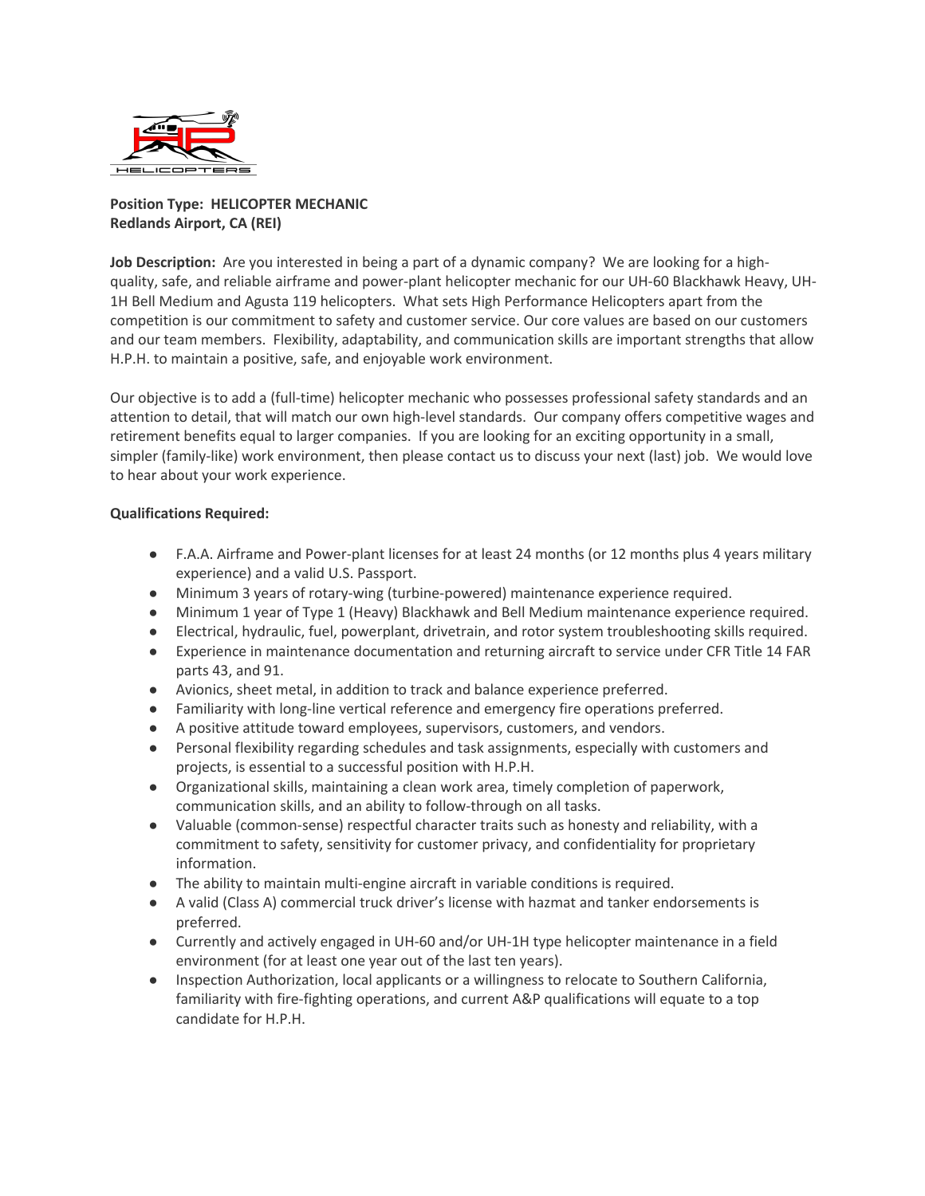**Position Type: HELICOPTER MECHANIC**
**Redlands Airport, CA (REI)**

**Job Description:** Are you interested in being a part of a dynamic company? We are looking for a high-quality, safe, and reliable airframe and power-plant helicopter mechanic for our UH-60 Blackhawk Heavy, UH-1H Bell Medium and Agusta 119 helicopters. What sets High Performance Helicopters apart from the competition is our commitment to safety and customer service. Our core values are based on our customers and our team members. Flexibility, adaptability, and communication skills are important strengths that allow H.P.H. to maintain a positive, safe, and enjoyable work environment.

Our objective is to add a (full-time) helicopter mechanic who possesses professional safety standards and an attention to detail, that will match our own high-level standards. Our company offers competitive wages and retirement benefits equal to larger companies. If you are looking for an exciting opportunity in a small, simpler (family-like) work environment, then please contact us to discuss your next (last) job. We would love to hear about your work experience.

**Qualifications Required:**

- F.A.A. Airframe and Power-plant licenses for at least 24 months (or 12 months plus 4 years military experience) and a valid U.S. Passport.
- Minimum 3 years of rotary-wing (turbine-powered) maintenance experience required.
- Minimum 1 year of Type 1 (Heavy) Blackhawk and Bell Medium maintenance experience required.
- Electrical, hydraulic, fuel, powerplant, drivetrain, and rotor system troubleshooting skills required.
- Experience in maintenance documentation and returning aircraft to service under CFR Title 14 FAR parts 43, and 91.
- Avionics, sheet metal, in addition to track and balance experience preferred.
- Familiarity with long-line vertical reference and emergency fire operations preferred.
- A positive attitude toward employees, supervisors, customers, and vendors.
- Personal flexibility regarding schedules and task assignments, especially with customers and projects, is essential to a successful position with H.P.H.
- Organizational skills, maintaining a clean work area, timely completion of paperwork, communication skills, and an ability to follow-through on all tasks.
- Valuable (common-sense) respectful character traits such as honesty and reliability, with a commitment to safety, sensitivity for customer privacy, and confidentiality for proprietary information.
- The ability to maintain multi-engine aircraft in variable conditions is required.
- A valid (Class A) commercial truck driver's license with hazmat and tanker endorsements is preferred.
- Currently and actively engaged in UH-60 and/or UH-1H type helicopter maintenance in a field environment (for at least one year out of the last ten years).
- Inspection Authorization, local applicants or a willingness to relocate to Southern California, familiarity with fire-fighting operations, and current A&P qualifications will equate to a top candidate for H.P.H.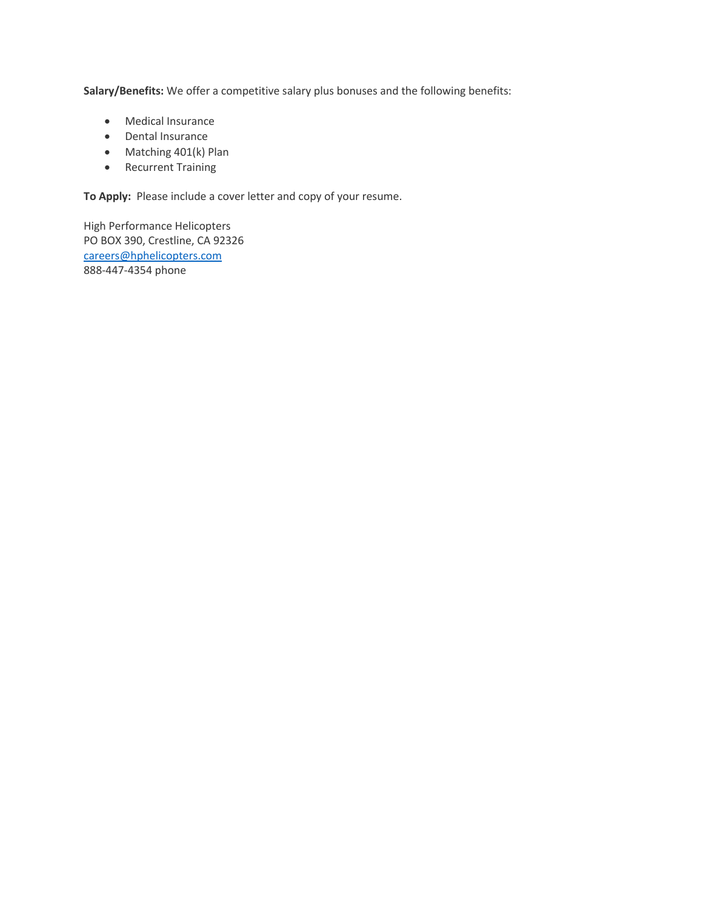**Salary/Benefits:** We offer a competitive salary plus bonuses and the following benefits:

- Medical Insurance
- Dental Insurance
- Matching 401(k) Plan
- Recurrent Training

**To Apply:** Please include a cover letter and copy of your resume.

High Performance Helicopters
PO BOX 390, Crestline, CA 92326
careers@hphelicopters.com
888-447-4354 phone